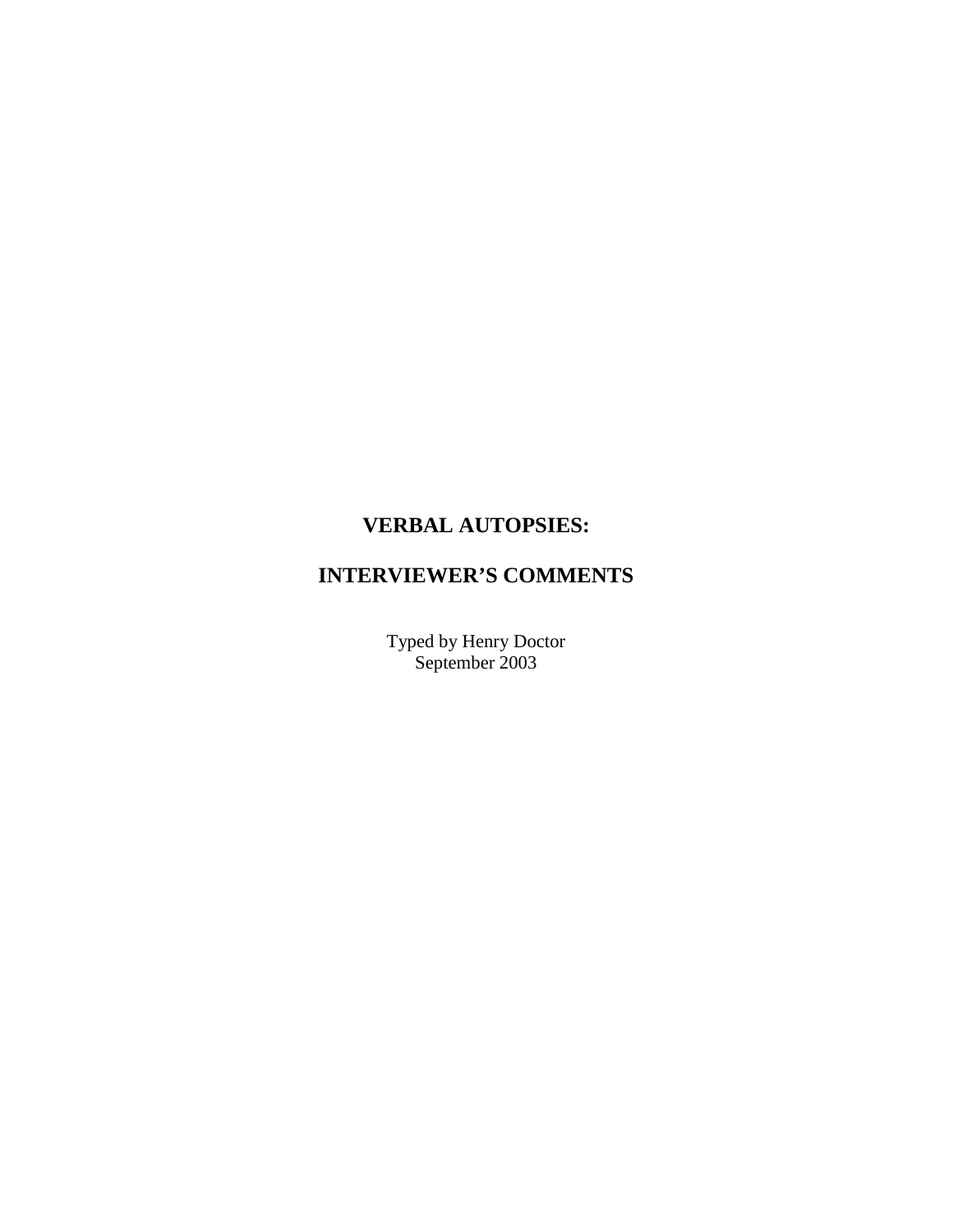# VERBAL AUTOPSIES:

# INTERVIEWER'S COMMENTS

Typed by Henry Doctor
September 2003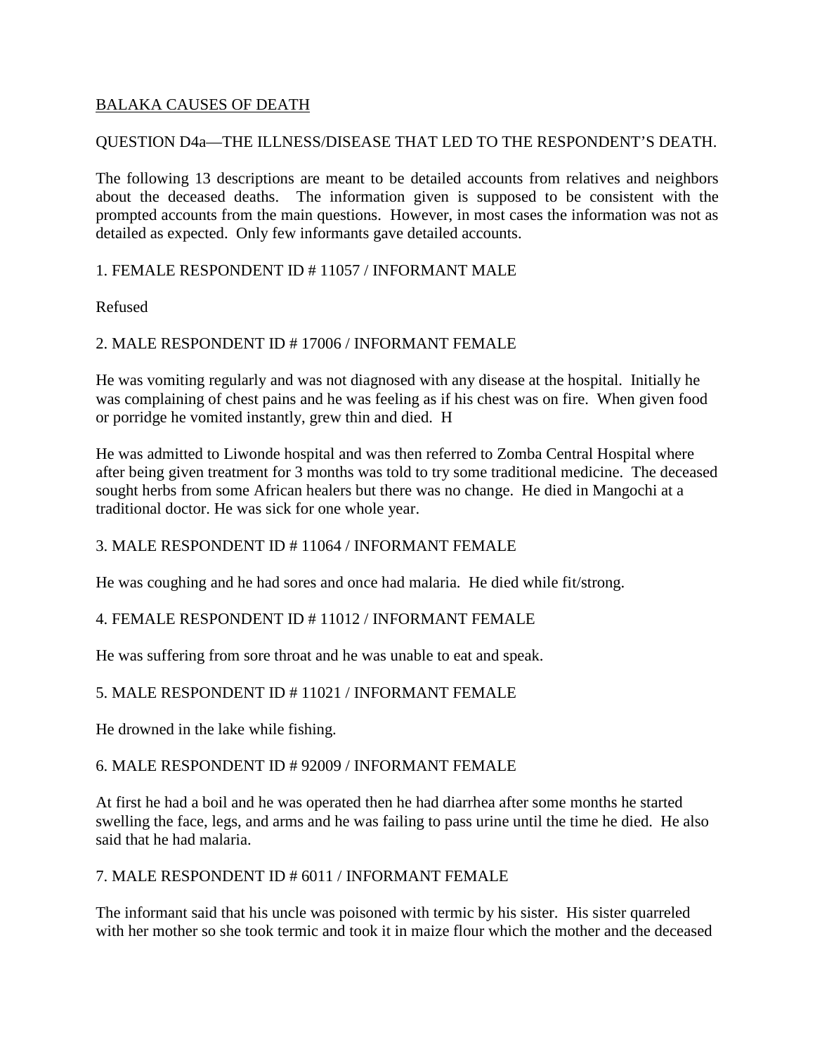BALAKA CAUSES OF DEATH

QUESTION D4a—THE ILLNESS/DISEASE THAT LED TO THE RESPONDENT'S DEATH.

The following 13 descriptions are meant to be detailed accounts from relatives and neighbors about the deceased deaths. The information given is supposed to be consistent with the prompted accounts from the main questions. However, in most cases the information was not as detailed as expected. Only few informants gave detailed accounts.

1. FEMALE RESPONDENT ID # 11057 / INFORMANT MALE

Refused

2. MALE RESPONDENT ID # 17006 / INFORMANT FEMALE

He was vomiting regularly and was not diagnosed with any disease at the hospital. Initially he was complaining of chest pains and he was feeling as if his chest was on fire. When given food or porridge he vomited instantly, grew thin and died. H

He was admitted to Liwonde hospital and was then referred to Zomba Central Hospital where after being given treatment for 3 months was told to try some traditional medicine. The deceased sought herbs from some African healers but there was no change. He died in Mangochi at a traditional doctor. He was sick for one whole year.

3. MALE RESPONDENT ID # 11064 / INFORMANT FEMALE

He was coughing and he had sores and once had malaria. He died while fit/strong.

4. FEMALE RESPONDENT ID # 11012 / INFORMANT FEMALE

He was suffering from sore throat and he was unable to eat and speak.

5. MALE RESPONDENT ID # 11021 / INFORMANT FEMALE

He drowned in the lake while fishing.

6. MALE RESPONDENT ID # 92009 / INFORMANT FEMALE

At first he had a boil and he was operated then he had diarrhea after some months he started swelling the face, legs, and arms and he was failing to pass urine until the time he died. He also said that he had malaria.

7. MALE RESPONDENT ID # 6011 / INFORMANT FEMALE

The informant said that his uncle was poisoned with termic by his sister. His sister quarreled with her mother so she took termic and took it in maize flour which the mother and the deceased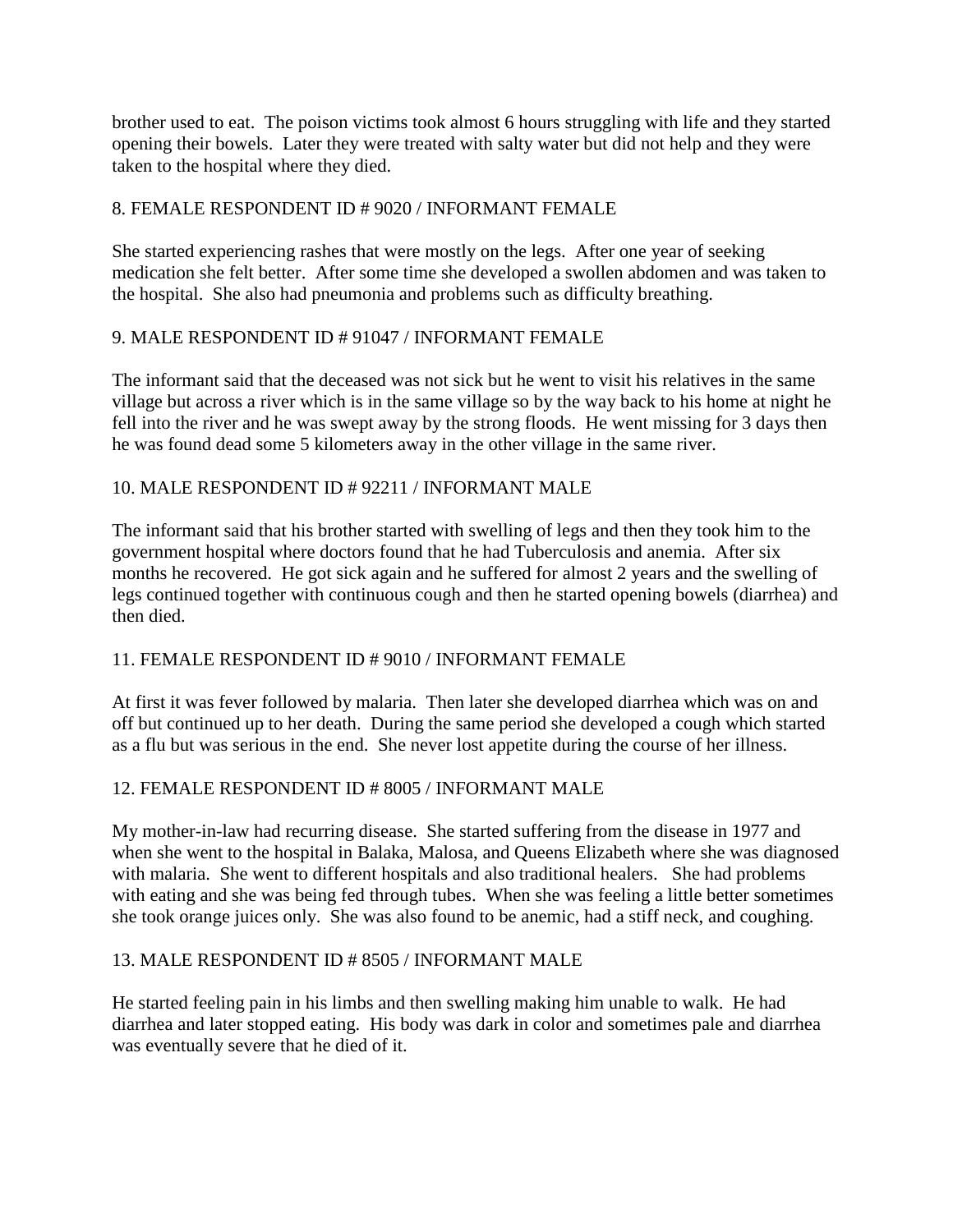brother used to eat. The poison victims took almost 6 hours struggling with life and they started opening their bowels. Later they were treated with salty water but did not help and they were taken to the hospital where they died.

8. FEMALE RESPONDENT ID # 9020 / INFORMANT FEMALE

She started experiencing rashes that were mostly on the legs. After one year of seeking medication she felt better. After some time she developed a swollen abdomen and was taken to the hospital. She also had pneumonia and problems such as difficulty breathing.

9. MALE RESPONDENT ID # 91047 / INFORMANT FEMALE

The informant said that the deceased was not sick but he went to visit his relatives in the same village but across a river which is in the same village so by the way back to his home at night he fell into the river and he was swept away by the strong floods. He went missing for 3 days then he was found dead some 5 kilometers away in the other village in the same river.

10. MALE RESPONDENT ID # 92211 / INFORMANT MALE

The informant said that his brother started with swelling of legs and then they took him to the government hospital where doctors found that he had Tuberculosis and anemia. After six months he recovered. He got sick again and he suffered for almost 2 years and the swelling of legs continued together with continuous cough and then he started opening bowels (diarrhea) and then died.

11. FEMALE RESPONDENT ID # 9010 / INFORMANT FEMALE

At first it was fever followed by malaria. Then later she developed diarrhea which was on and off but continued up to her death. During the same period she developed a cough which started as a flu but was serious in the end. She never lost appetite during the course of her illness.

12. FEMALE RESPONDENT ID # 8005 / INFORMANT MALE

My mother-in-law had recurring disease. She started suffering from the disease in 1977 and when she went to the hospital in Balaka, Malosa, and Queens Elizabeth where she was diagnosed with malaria. She went to different hospitals and also traditional healers. She had problems with eating and she was being fed through tubes. When she was feeling a little better sometimes she took orange juices only. She was also found to be anemic, had a stiff neck, and coughing.

13. MALE RESPONDENT ID # 8505 / INFORMANT MALE

He started feeling pain in his limbs and then swelling making him unable to walk. He had diarrhea and later stopped eating. His body was dark in color and sometimes pale and diarrhea was eventually severe that he died of it.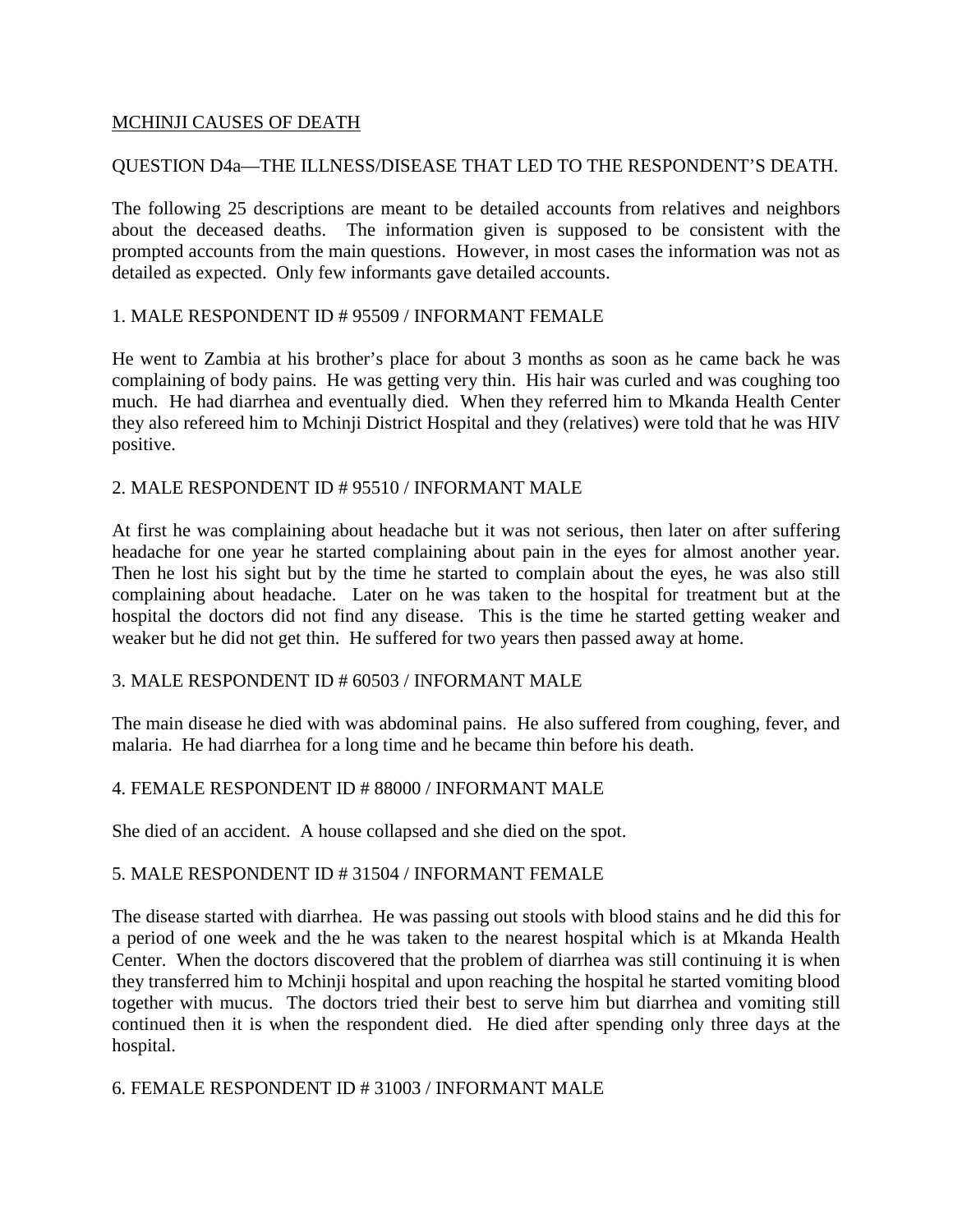MCHINJI CAUSES OF DEATH

QUESTION D4a—THE ILLNESS/DISEASE THAT LED TO THE RESPONDENT'S DEATH.

The following 25 descriptions are meant to be detailed accounts from relatives and neighbors about the deceased deaths. The information given is supposed to be consistent with the prompted accounts from the main questions. However, in most cases the information was not as detailed as expected. Only few informants gave detailed accounts.

1. MALE RESPONDENT ID # 95509 / INFORMANT FEMALE

He went to Zambia at his brother's place for about 3 months as soon as he came back he was complaining of body pains. He was getting very thin. His hair was curled and was coughing too much. He had diarrhea and eventually died. When they referred him to Mkanda Health Center they also refereed him to Mchinji District Hospital and they (relatives) were told that he was HIV positive.

2. MALE RESPONDENT ID # 95510 / INFORMANT MALE

At first he was complaining about headache but it was not serious, then later on after suffering headache for one year he started complaining about pain in the eyes for almost another year. Then he lost his sight but by the time he started to complain about the eyes, he was also still complaining about headache. Later on he was taken to the hospital for treatment but at the hospital the doctors did not find any disease. This is the time he started getting weaker and weaker but he did not get thin. He suffered for two years then passed away at home.

3. MALE RESPONDENT ID # 60503 / INFORMANT MALE

The main disease he died with was abdominal pains. He also suffered from coughing, fever, and malaria. He had diarrhea for a long time and he became thin before his death.

4. FEMALE RESPONDENT ID # 88000 / INFORMANT MALE

She died of an accident. A house collapsed and she died on the spot.

5. MALE RESPONDENT ID # 31504 / INFORMANT FEMALE

The disease started with diarrhea. He was passing out stools with blood stains and he did this for a period of one week and the he was taken to the nearest hospital which is at Mkanda Health Center. When the doctors discovered that the problem of diarrhea was still continuing it is when they transferred him to Mchinji hospital and upon reaching the hospital he started vomiting blood together with mucus. The doctors tried their best to serve him but diarrhea and vomiting still continued then it is when the respondent died. He died after spending only three days at the hospital.

6. FEMALE RESPONDENT ID # 31003 / INFORMANT MALE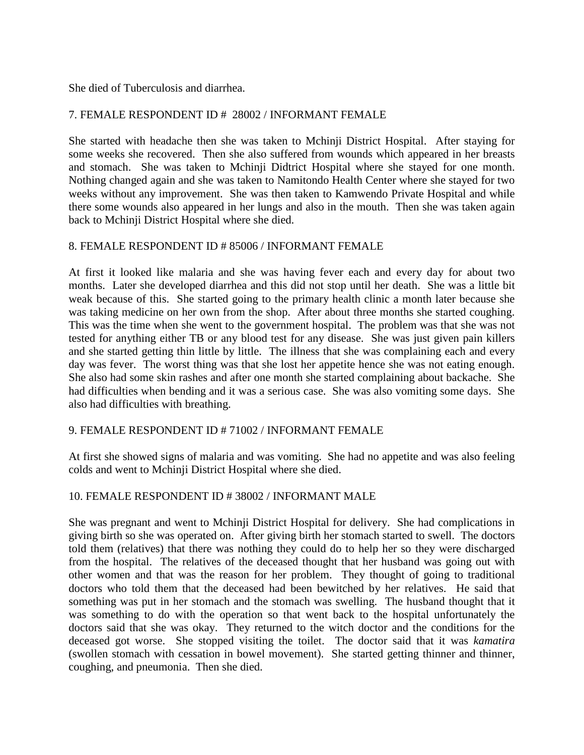She died of Tuberculosis and diarrhea.

7. FEMALE RESPONDENT ID # 28002 / INFORMANT FEMALE

She started with headache then she was taken to Mchinji District Hospital. After staying for some weeks she recovered. Then she also suffered from wounds which appeared in her breasts and stomach. She was taken to Mchinji Didtrict Hospital where she stayed for one month. Nothing changed again and she was taken to Namitondo Health Center where she stayed for two weeks without any improvement. She was then taken to Kamwendo Private Hospital and while there some wounds also appeared in her lungs and also in the mouth. Then she was taken again back to Mchinji District Hospital where she died.

8. FEMALE RESPONDENT ID # 85006 / INFORMANT FEMALE

At first it looked like malaria and she was having fever each and every day for about two months. Later she developed diarrhea and this did not stop until her death. She was a little bit weak because of this. She started going to the primary health clinic a month later because she was taking medicine on her own from the shop. After about three months she started coughing. This was the time when she went to the government hospital. The problem was that she was not tested for anything either TB or any blood test for any disease. She was just given pain killers and she started getting thin little by little. The illness that she was complaining each and every day was fever. The worst thing was that she lost her appetite hence she was not eating enough. She also had some skin rashes and after one month she started complaining about backache. She had difficulties when bending and it was a serious case. She was also vomiting some days. She also had difficulties with breathing.

9. FEMALE RESPONDENT ID # 71002 / INFORMANT FEMALE

At first she showed signs of malaria and was vomiting. She had no appetite and was also feeling colds and went to Mchinji District Hospital where she died.

10. FEMALE RESPONDENT ID # 38002 / INFORMANT MALE

She was pregnant and went to Mchinji District Hospital for delivery. She had complications in giving birth so she was operated on. After giving birth her stomach started to swell. The doctors told them (relatives) that there was nothing they could do to help her so they were discharged from the hospital. The relatives of the deceased thought that her husband was going out with other women and that was the reason for her problem. They thought of going to traditional doctors who told them that the deceased had been bewitched by her relatives. He said that something was put in her stomach and the stomach was swelling. The husband thought that it was something to do with the operation so that went back to the hospital unfortunately the doctors said that she was okay. They returned to the witch doctor and the conditions for the deceased got worse. She stopped visiting the toilet. The doctor said that it was *kamatira* (swollen stomach with cessation in bowel movement). She started getting thinner and thinner, coughing, and pneumonia. Then she died.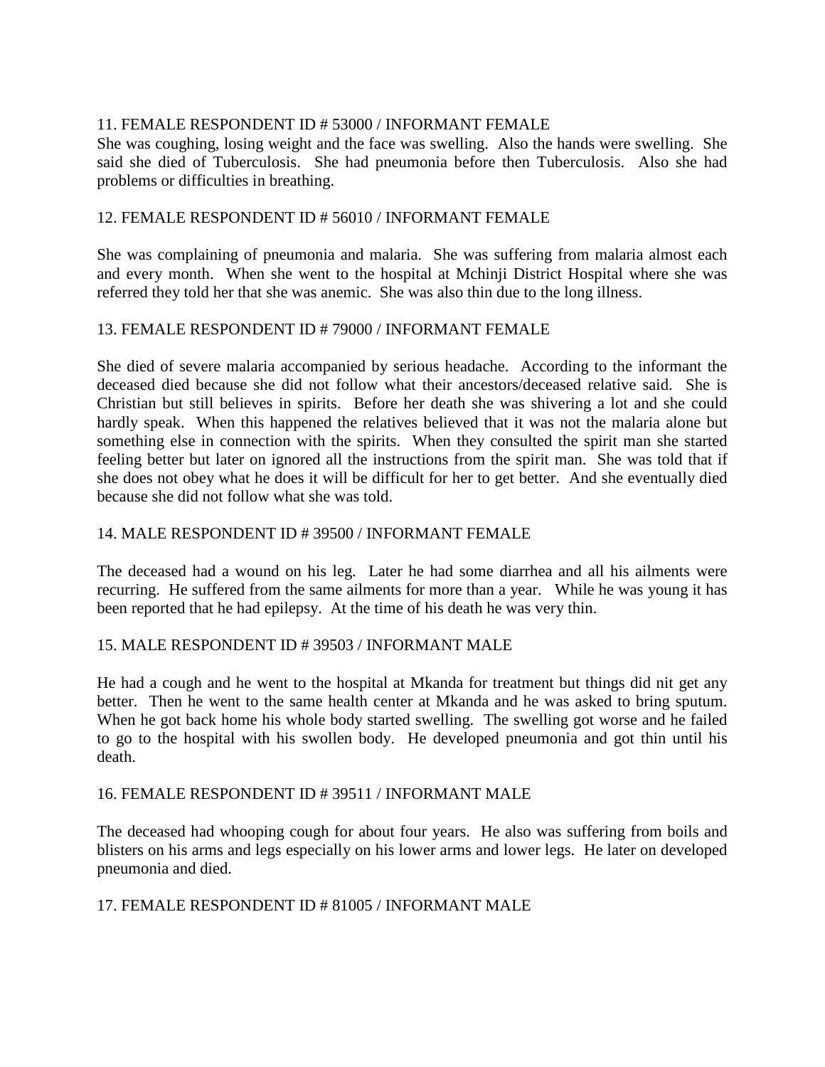11. FEMALE RESPONDENT ID # 53000 / INFORMANT FEMALE

She was coughing, losing weight and the face was swelling. Also the hands were swelling. She said she died of Tuberculosis. She had pneumonia before then Tuberculosis. Also she had problems or difficulties in breathing.

12. FEMALE RESPONDENT ID # 56010 / INFORMANT FEMALE

She was complaining of pneumonia and malaria. She was suffering from malaria almost each and every month. When she went to the hospital at Mchinji District Hospital where she was referred they told her that she was anemic. She was also thin due to the long illness.

13. FEMALE RESPONDENT ID # 79000 / INFORMANT FEMALE

She died of severe malaria accompanied by serious headache. According to the informant the deceased died because she did not follow what their ancestors/deceased relative said. She is Christian but still believes in spirits. Before her death she was shivering a lot and she could hardly speak. When this happened the relatives believed that it was not the malaria alone but something else in connection with the spirits. When they consulted the spirit man she started feeling better but later on ignored all the instructions from the spirit man. She was told that if she does not obey what he does it will be difficult for her to get better. And she eventually died because she did not follow what she was told.

14. MALE RESPONDENT ID # 39500 / INFORMANT FEMALE

The deceased had a wound on his leg. Later he had some diarrhea and all his ailments were recurring. He suffered from the same ailments for more than a year. While he was young it has been reported that he had epilepsy. At the time of his death he was very thin.

15. MALE RESPONDENT ID # 39503 / INFORMANT MALE

He had a cough and he went to the hospital at Mkanda for treatment but things did nit get any better. Then he went to the same health center at Mkanda and he was asked to bring sputum. When he got back home his whole body started swelling. The swelling got worse and he failed to go to the hospital with his swollen body. He developed pneumonia and got thin until his death.

16. FEMALE RESPONDENT ID # 39511 / INFORMANT MALE

The deceased had whooping cough for about four years. He also was suffering from boils and blisters on his arms and legs especially on his lower arms and lower legs. He later on developed pneumonia and died.

17. FEMALE RESPONDENT ID # 81005 / INFORMANT MALE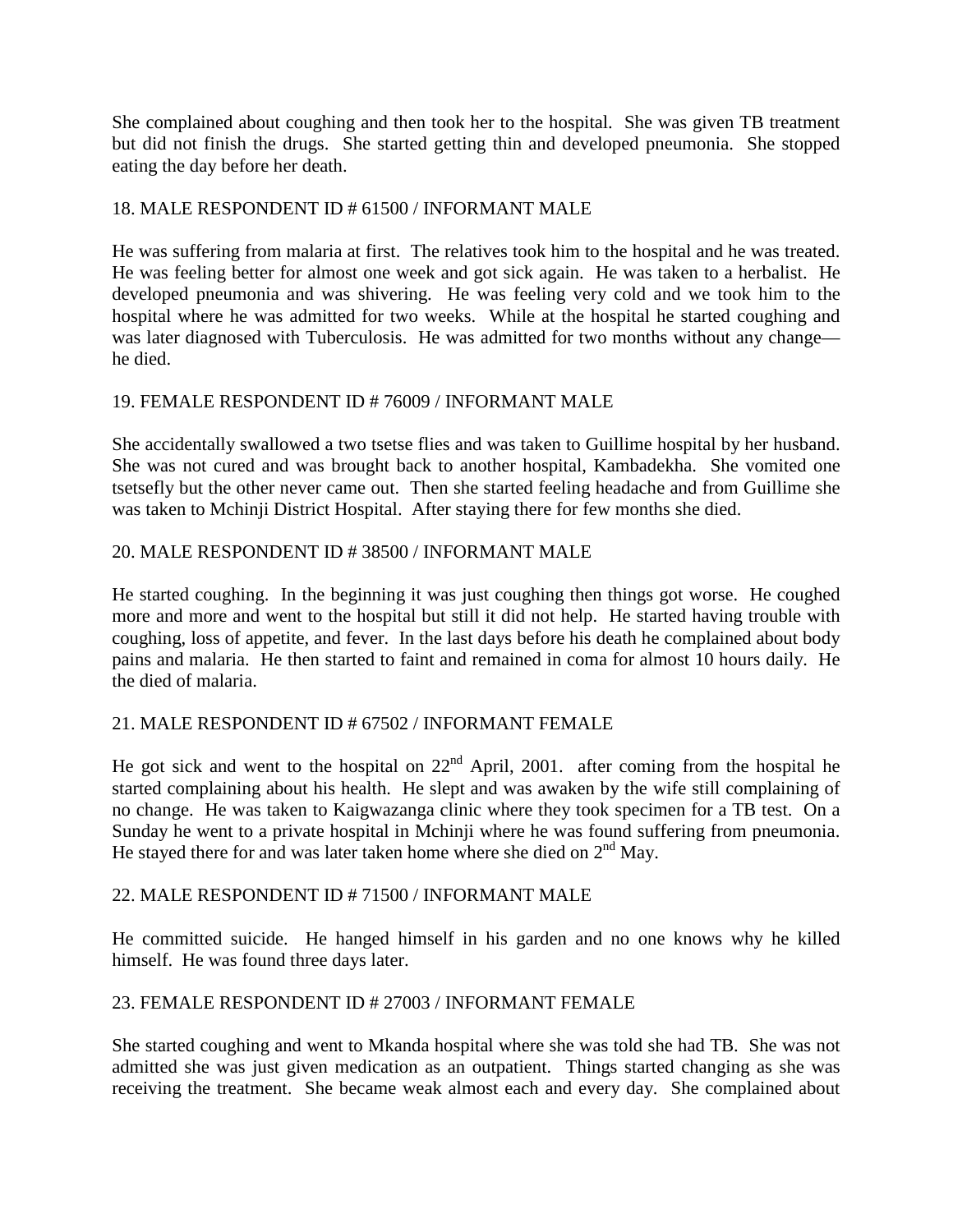She complained about coughing and then took her to the hospital. She was given TB treatment but did not finish the drugs. She started getting thin and developed pneumonia. She stopped eating the day before her death.

18. MALE RESPONDENT ID # 61500 / INFORMANT MALE

He was suffering from malaria at first. The relatives took him to the hospital and he was treated. He was feeling better for almost one week and got sick again. He was taken to a herbalist. He developed pneumonia and was shivering. He was feeling very cold and we took him to the hospital where he was admitted for two weeks. While at the hospital he started coughing and was later diagnosed with Tuberculosis. He was admitted for two months without any change—he died.

19. FEMALE RESPONDENT ID # 76009 / INFORMANT MALE

She accidentally swallowed a two tsetse flies and was taken to Guillime hospital by her husband. She was not cured and was brought back to another hospital, Kambadekha. She vomited one tsetsefly but the other never came out. Then she started feeling headache and from Guillime she was taken to Mchinji District Hospital. After staying there for few months she died.

20. MALE RESPONDENT ID # 38500 / INFORMANT MALE

He started coughing. In the beginning it was just coughing then things got worse. He coughed more and more and went to the hospital but still it did not help. He started having trouble with coughing, loss of appetite, and fever. In the last days before his death he complained about body pains and malaria. He then started to faint and remained in coma for almost 10 hours daily. He the died of malaria.

21. MALE RESPONDENT ID # 67502 / INFORMANT FEMALE

He got sick and went to the hospital on 22nd April, 2001. after coming from the hospital he started complaining about his health. He slept and was awaken by the wife still complaining of no change. He was taken to Kaigwazanga clinic where they took specimen for a TB test. On a Sunday he went to a private hospital in Mchinji where he was found suffering from pneumonia. He stayed there for and was later taken home where she died on 2nd May.

22. MALE RESPONDENT ID # 71500 / INFORMANT MALE

He committed suicide. He hanged himself in his garden and no one knows why he killed himself. He was found three days later.

23. FEMALE RESPONDENT ID # 27003 / INFORMANT FEMALE

She started coughing and went to Mkanda hospital where she was told she had TB. She was not admitted she was just given medication as an outpatient. Things started changing as she was receiving the treatment. She became weak almost each and every day. She complained about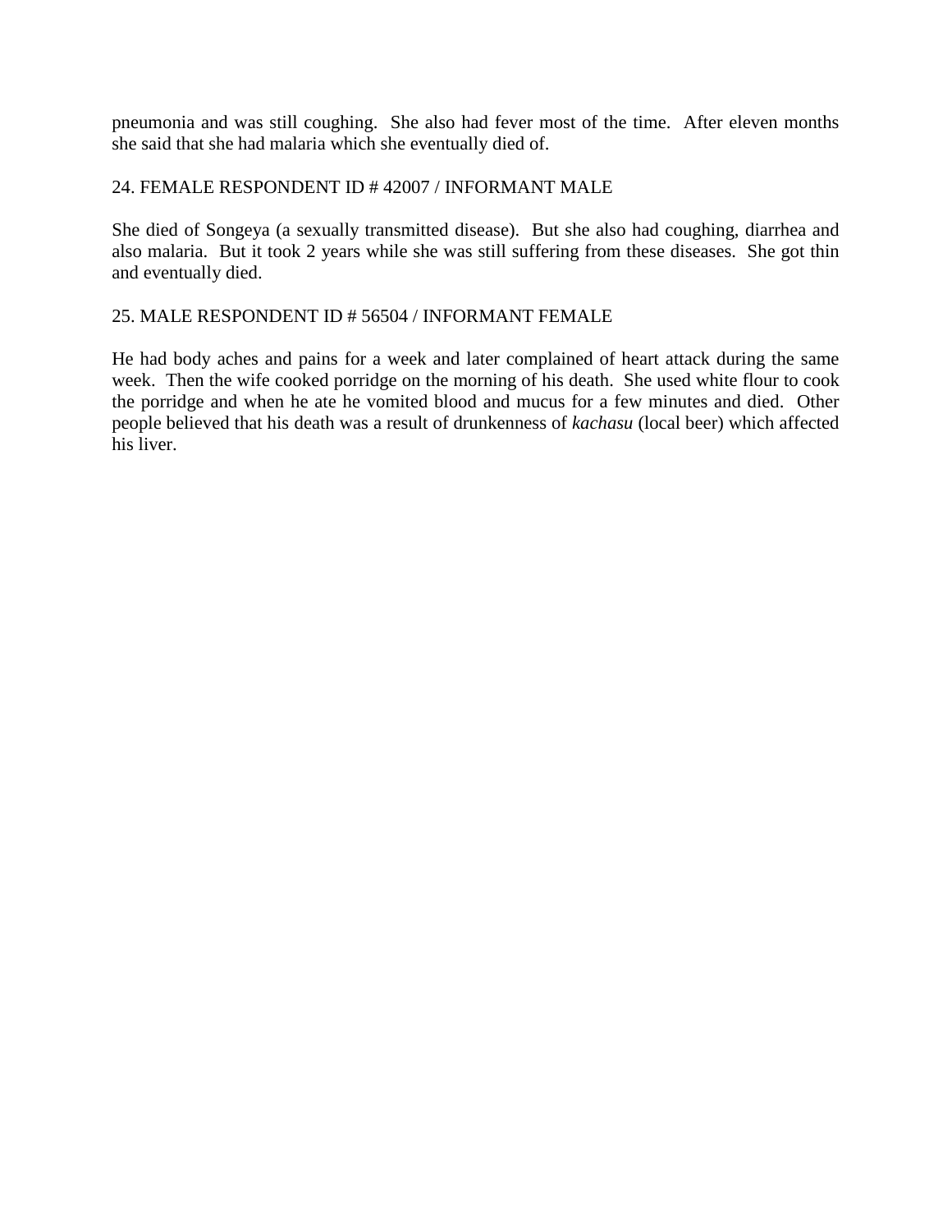pneumonia and was still coughing. She also had fever most of the time. After eleven months she said that she had malaria which she eventually died of.

24. FEMALE RESPONDENT ID # 42007 / INFORMANT MALE

She died of Songeya (a sexually transmitted disease). But she also had coughing, diarrhea and also malaria. But it took 2 years while she was still suffering from these diseases. She got thin and eventually died.

25. MALE RESPONDENT ID # 56504 / INFORMANT FEMALE

He had body aches and pains for a week and later complained of heart attack during the same week. Then the wife cooked porridge on the morning of his death. She used white flour to cook the porridge and when he ate he vomited blood and mucus for a few minutes and died. Other people believed that his death was a result of drunkenness of *kachasu* (local beer) which affected his liver.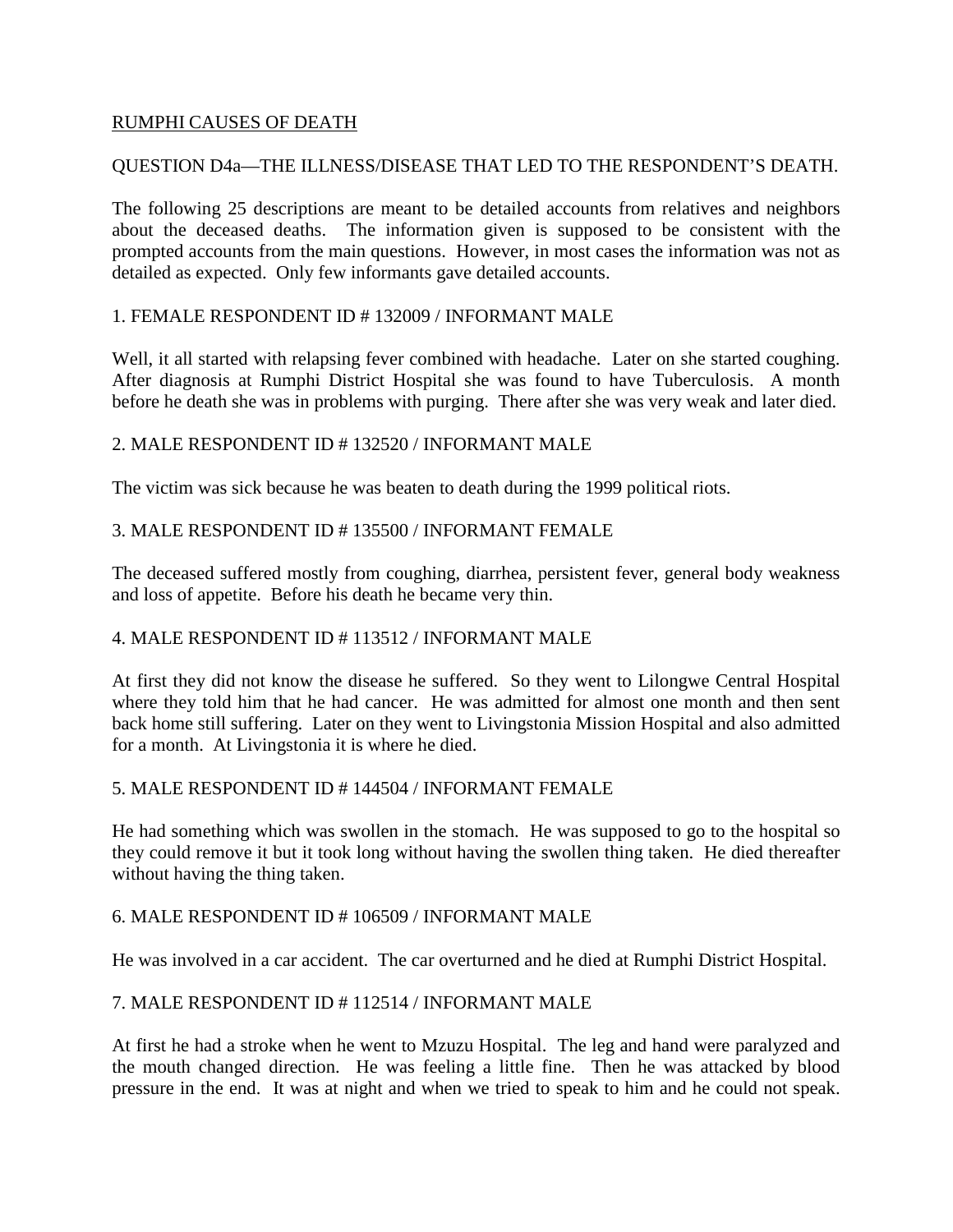RUMPHI CAUSES OF DEATH

QUESTION D4a—THE ILLNESS/DISEASE THAT LED TO THE RESPONDENT'S DEATH.

The following 25 descriptions are meant to be detailed accounts from relatives and neighbors about the deceased deaths. The information given is supposed to be consistent with the prompted accounts from the main questions. However, in most cases the information was not as detailed as expected. Only few informants gave detailed accounts.

1. FEMALE RESPONDENT ID # 132009 / INFORMANT MALE

Well, it all started with relapsing fever combined with headache. Later on she started coughing. After diagnosis at Rumphi District Hospital she was found to have Tuberculosis. A month before he death she was in problems with purging. There after she was very weak and later died.

2. MALE RESPONDENT ID # 132520 / INFORMANT MALE

The victim was sick because he was beaten to death during the 1999 political riots.

3. MALE RESPONDENT ID # 135500 / INFORMANT FEMALE

The deceased suffered mostly from coughing, diarrhea, persistent fever, general body weakness and loss of appetite. Before his death he became very thin.

4. MALE RESPONDENT ID # 113512 / INFORMANT MALE

At first they did not know the disease he suffered. So they went to Lilongwe Central Hospital where they told him that he had cancer. He was admitted for almost one month and then sent back home still suffering. Later on they went to Livingstonia Mission Hospital and also admitted for a month. At Livingstonia it is where he died.

5. MALE RESPONDENT ID # 144504 / INFORMANT FEMALE

He had something which was swollen in the stomach. He was supposed to go to the hospital so they could remove it but it took long without having the swollen thing taken. He died thereafter without having the thing taken.

6. MALE RESPONDENT ID # 106509 / INFORMANT MALE

He was involved in a car accident. The car overturned and he died at Rumphi District Hospital.

7. MALE RESPONDENT ID # 112514 / INFORMANT MALE

At first he had a stroke when he went to Mzuzu Hospital. The leg and hand were paralyzed and the mouth changed direction. He was feeling a little fine. Then he was attacked by blood pressure in the end. It was at night and when we tried to speak to him and he could not speak.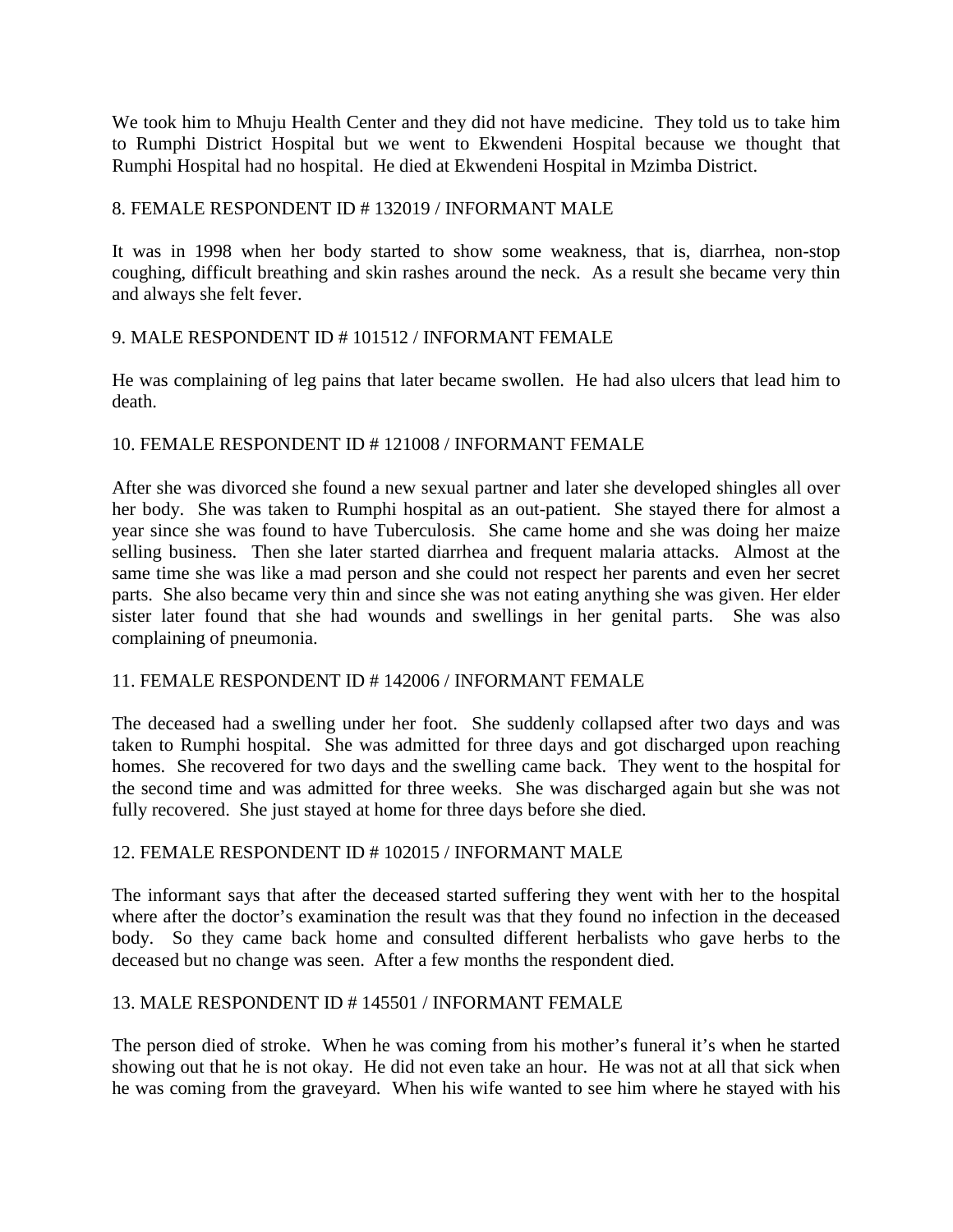We took him to Mhuju Health Center and they did not have medicine. They told us to take him to Rumphi District Hospital but we went to Ekwendeni Hospital because we thought that Rumphi Hospital had no hospital. He died at Ekwendeni Hospital in Mzimba District.

8. FEMALE RESPONDENT ID # 132019 / INFORMANT MALE

It was in 1998 when her body started to show some weakness, that is, diarrhea, non-stop coughing, difficult breathing and skin rashes around the neck. As a result she became very thin and always she felt fever.

9. MALE RESPONDENT ID # 101512 / INFORMANT FEMALE

He was complaining of leg pains that later became swollen. He had also ulcers that lead him to death.

10. FEMALE RESPONDENT ID # 121008 / INFORMANT FEMALE

After she was divorced she found a new sexual partner and later she developed shingles all over her body. She was taken to Rumphi hospital as an out-patient. She stayed there for almost a year since she was found to have Tuberculosis. She came home and she was doing her maize selling business. Then she later started diarrhea and frequent malaria attacks. Almost at the same time she was like a mad person and she could not respect her parents and even her secret parts. She also became very thin and since she was not eating anything she was given. Her elder sister later found that she had wounds and swellings in her genital parts. She was also complaining of pneumonia.

11. FEMALE RESPONDENT ID # 142006 / INFORMANT FEMALE

The deceased had a swelling under her foot. She suddenly collapsed after two days and was taken to Rumphi hospital. She was admitted for three days and got discharged upon reaching homes. She recovered for two days and the swelling came back. They went to the hospital for the second time and was admitted for three weeks. She was discharged again but she was not fully recovered. She just stayed at home for three days before she died.

12. FEMALE RESPONDENT ID # 102015 / INFORMANT MALE

The informant says that after the deceased started suffering they went with her to the hospital where after the doctor's examination the result was that they found no infection in the deceased body. So they came back home and consulted different herbalists who gave herbs to the deceased but no change was seen. After a few months the respondent died.

13. MALE RESPONDENT ID # 145501 / INFORMANT FEMALE

The person died of stroke. When he was coming from his mother's funeral it's when he started showing out that he is not okay. He did not even take an hour. He was not at all that sick when he was coming from the graveyard. When his wife wanted to see him where he stayed with his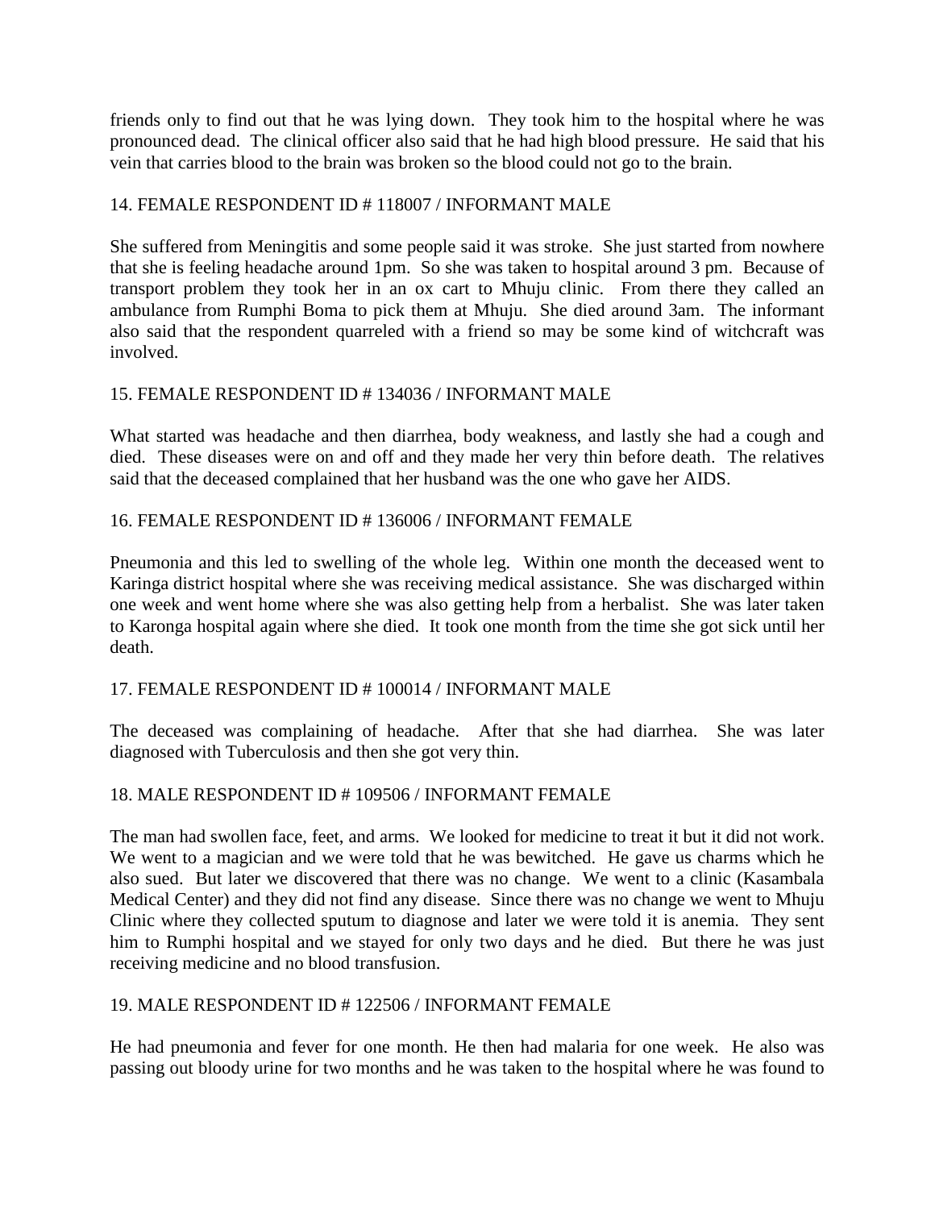friends only to find out that he was lying down. They took him to the hospital where he was pronounced dead. The clinical officer also said that he had high blood pressure. He said that his vein that carries blood to the brain was broken so the blood could not go to the brain.

14. FEMALE RESPONDENT ID # 118007 / INFORMANT MALE

She suffered from Meningitis and some people said it was stroke. She just started from nowhere that she is feeling headache around 1pm. So she was taken to hospital around 3 pm. Because of transport problem they took her in an ox cart to Mhuju clinic. From there they called an ambulance from Rumphi Boma to pick them at Mhuju. She died around 3am. The informant also said that the respondent quarreled with a friend so may be some kind of witchcraft was involved.

15. FEMALE RESPONDENT ID # 134036 / INFORMANT MALE

What started was headache and then diarrhea, body weakness, and lastly she had a cough and died. These diseases were on and off and they made her very thin before death. The relatives said that the deceased complained that her husband was the one who gave her AIDS.

16. FEMALE RESPONDENT ID # 136006 / INFORMANT FEMALE

Pneumonia and this led to swelling of the whole leg. Within one month the deceased went to Karinga district hospital where she was receiving medical assistance. She was discharged within one week and went home where she was also getting help from a herbalist. She was later taken to Karonga hospital again where she died. It took one month from the time she got sick until her death.

17. FEMALE RESPONDENT ID # 100014 / INFORMANT MALE

The deceased was complaining of headache. After that she had diarrhea. She was later diagnosed with Tuberculosis and then she got very thin.

18. MALE RESPONDENT ID # 109506 / INFORMANT FEMALE

The man had swollen face, feet, and arms. We looked for medicine to treat it but it did not work. We went to a magician and we were told that he was bewitched. He gave us charms which he also sued. But later we discovered that there was no change. We went to a clinic (Kasambala Medical Center) and they did not find any disease. Since there was no change we went to Mhuju Clinic where they collected sputum to diagnose and later we were told it is anemia. They sent him to Rumphi hospital and we stayed for only two days and he died. But there he was just receiving medicine and no blood transfusion.

19. MALE RESPONDENT ID # 122506 / INFORMANT FEMALE

He had pneumonia and fever for one month. He then had malaria for one week. He also was passing out bloody urine for two months and he was taken to the hospital where he was found to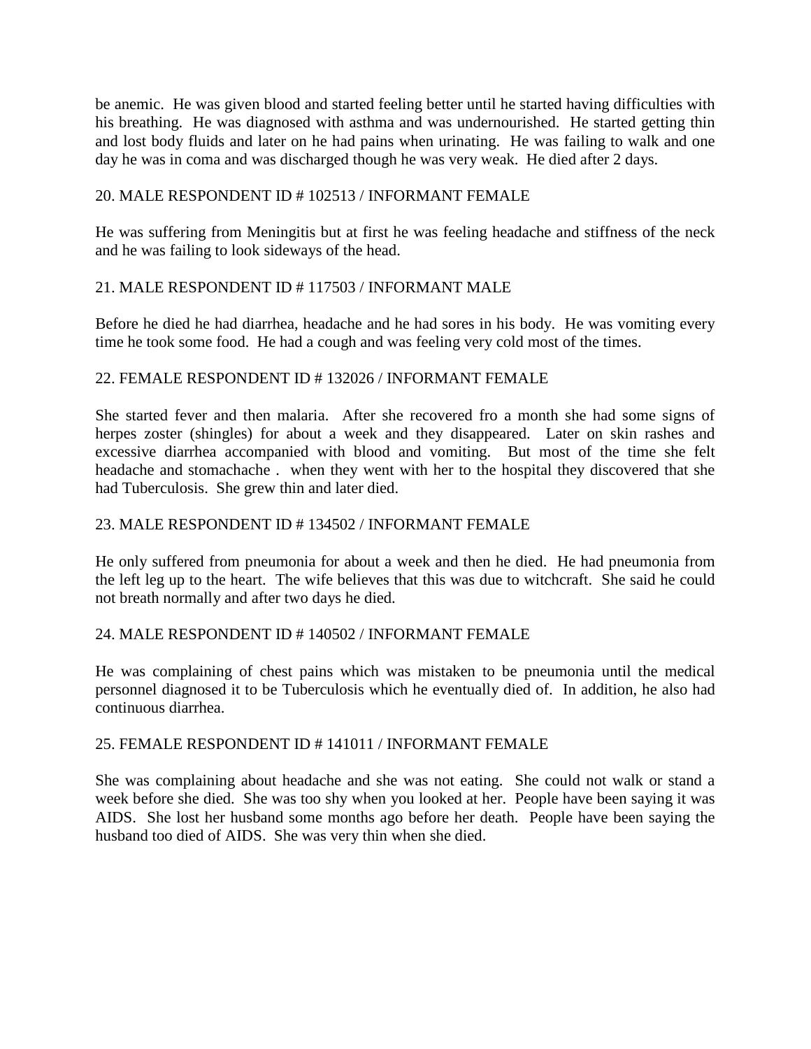be anemic. He was given blood and started feeling better until he started having difficulties with his breathing. He was diagnosed with asthma and was undernourished. He started getting thin and lost body fluids and later on he had pains when urinating. He was failing to walk and one day he was in coma and was discharged though he was very weak. He died after 2 days.

20. MALE RESPONDENT ID # 102513 / INFORMANT FEMALE

He was suffering from Meningitis but at first he was feeling headache and stiffness of the neck and he was failing to look sideways of the head.

21. MALE RESPONDENT ID # 117503 / INFORMANT MALE

Before he died he had diarrhea, headache and he had sores in his body. He was vomiting every time he took some food. He had a cough and was feeling very cold most of the times.

22. FEMALE RESPONDENT ID # 132026 / INFORMANT FEMALE

She started fever and then malaria. After she recovered fro a month she had some signs of herpes zoster (shingles) for about a week and they disappeared. Later on skin rashes and excessive diarrhea accompanied with blood and vomiting. But most of the time she felt headache and stomachache . when they went with her to the hospital they discovered that she had Tuberculosis. She grew thin and later died.

23. MALE RESPONDENT ID # 134502 / INFORMANT FEMALE

He only suffered from pneumonia for about a week and then he died. He had pneumonia from the left leg up to the heart. The wife believes that this was due to witchcraft. She said he could not breath normally and after two days he died.

24. MALE RESPONDENT ID # 140502 / INFORMANT FEMALE

He was complaining of chest pains which was mistaken to be pneumonia until the medical personnel diagnosed it to be Tuberculosis which he eventually died of. In addition, he also had continuous diarrhea.

25. FEMALE RESPONDENT ID # 141011 / INFORMANT FEMALE

She was complaining about headache and she was not eating. She could not walk or stand a week before she died. She was too shy when you looked at her. People have been saying it was AIDS. She lost her husband some months ago before her death. People have been saying the husband too died of AIDS. She was very thin when she died.